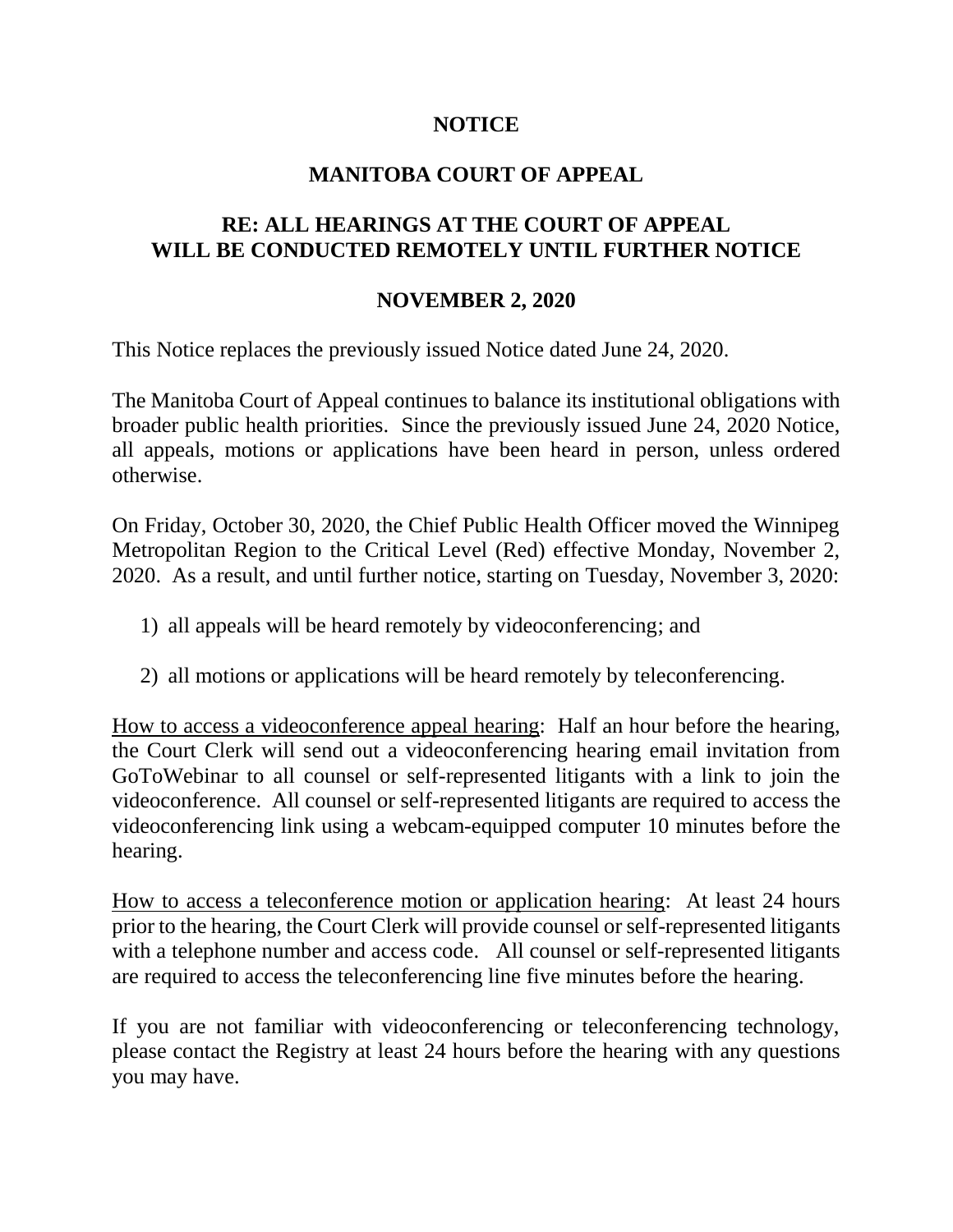# NOTICE

# MANITOBA COURT OF APPEAL

## RE: ALL HEARINGS AT THE COURT OF APPEAL WILL BE CONDUCTED REMOTELY UNTIL FURTHER NOTICE

## NOVEMBER 2, 2020

This Notice replaces the previously issued Notice dated June 24, 2020.

The Manitoba Court of Appeal continues to balance its institutional obligations with broader public health priorities. Since the previously issued June 24, 2020 Notice, all appeals, motions or applications have been heard in person, unless ordered otherwise.

On Friday, October 30, 2020, the Chief Public Health Officer moved the Winnipeg Metropolitan Region to the Critical Level (Red) effective Monday, November 2, 2020. As a result, and until further notice, starting on Tuesday, November 3, 2020:

1) all appeals will be heard remotely by videoconferencing; and

2) all motions or applications will be heard remotely by teleconferencing.

<u>How to access a videoconference appeal hearing</u>: Half an hour before the hearing, the Court Clerk will send out a videoconferencing hearing email invitation from GoToWebinar to all counsel or self-represented litigants with a link to join the videoconference. All counsel or self-represented litigants are required to access the videoconferencing link using a webcam-equipped computer 10 minutes before the hearing.

<u>How to access a teleconference motion or application hearing</u>: At least 24 hours prior to the hearing, the Court Clerk will provide counsel or self-represented litigants with a telephone number and access code. All counsel or self-represented litigants are required to access the teleconferencing line five minutes before the hearing.

If you are not familiar with videoconferencing or teleconferencing technology, please contact the Registry at least 24 hours before the hearing with any questions you may have.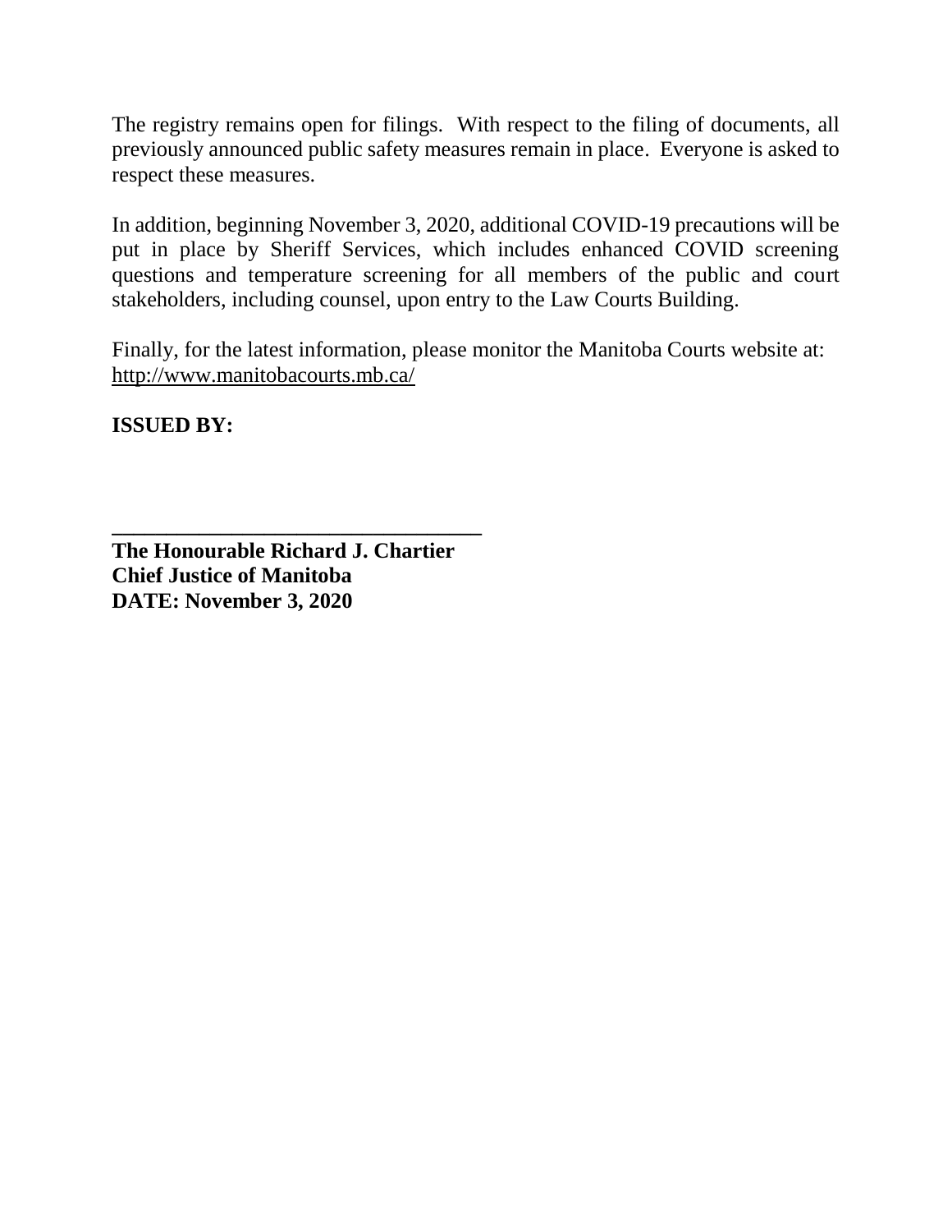The registry remains open for filings. With respect to the filing of documents, all previously announced public safety measures remain in place. Everyone is asked to respect these measures.

In addition, beginning November 3, 2020, additional COVID-19 precautions will be put in place by Sheriff Services, which includes enhanced COVID screening questions and temperature screening for all members of the public and court stakeholders, including counsel, upon entry to the Law Courts Building.

Finally, for the latest information, please monitor the Manitoba Courts website at: http://www.manitobacourts.mb.ca/

**ISSUED BY:**

**_________________________________**
**The Honourable Richard J. Chartier**
**Chief Justice of Manitoba**
**DATE: November 3, 2020**